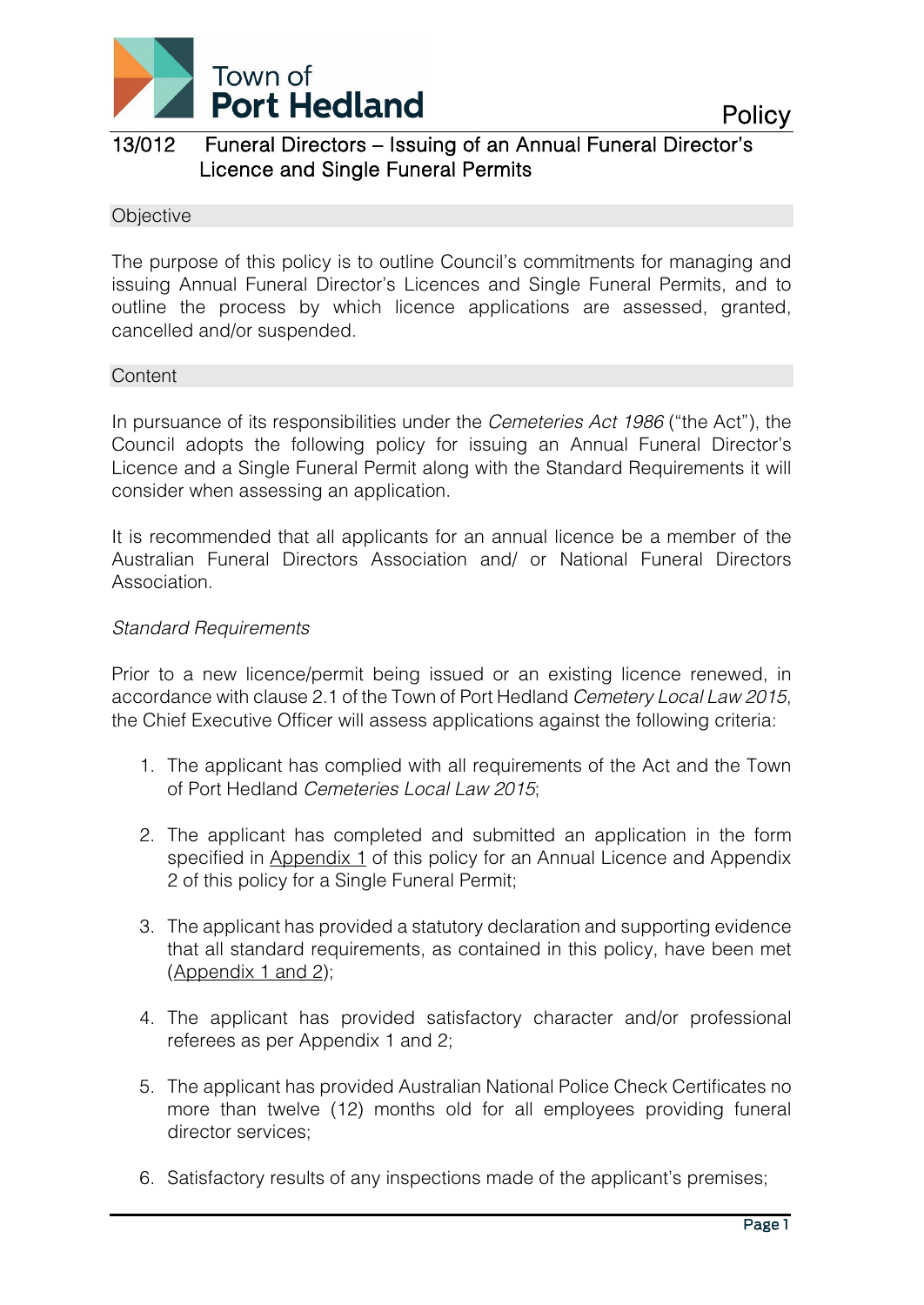Town of **Port Hedland**

Policy

# 13/012 Funeral Directors – Issuing of an Annual Funeral Director's Licence and Single Funeral Permits

## Objective

The purpose of this policy is to outline Council's commitments for managing and issuing Annual Funeral Director's Licences and Single Funeral Permits, and to outline the process by which licence applications are assessed, granted, cancelled and/or suspended.

## Content

In pursuance of its responsibilities under the *Cemeteries Act 1986* ("the Act"), the Council adopts the following policy for issuing an Annual Funeral Director's Licence and a Single Funeral Permit along with the Standard Requirements it will consider when assessing an application.

It is recommended that all applicants for an annual licence be a member of the Australian Funeral Directors Association and/ or National Funeral Directors Association.

*Standard Requirements*

Prior to a new licence/permit being issued or an existing licence renewed, in accordance with clause 2.1 of the Town of Port Hedland *Cemetery Local Law 2015*, the Chief Executive Officer will assess applications against the following criteria:

1. The applicant has complied with all requirements of the Act and the Town of Port Hedland *Cemeteries Local Law 2015*;

2. The applicant has completed and submitted an application in the form specified in Appendix 1 of this policy for an Annual Licence and Appendix 2 of this policy for a Single Funeral Permit;

3. The applicant has provided a statutory declaration and supporting evidence that all standard requirements, as contained in this policy, have been met (Appendix 1 and 2);

4. The applicant has provided satisfactory character and/or professional referees as per Appendix 1 and 2;

5. The applicant has provided Australian National Police Check Certificates no more than twelve (12) months old for all employees providing funeral director services;

6. Satisfactory results of any inspections made of the applicant's premises;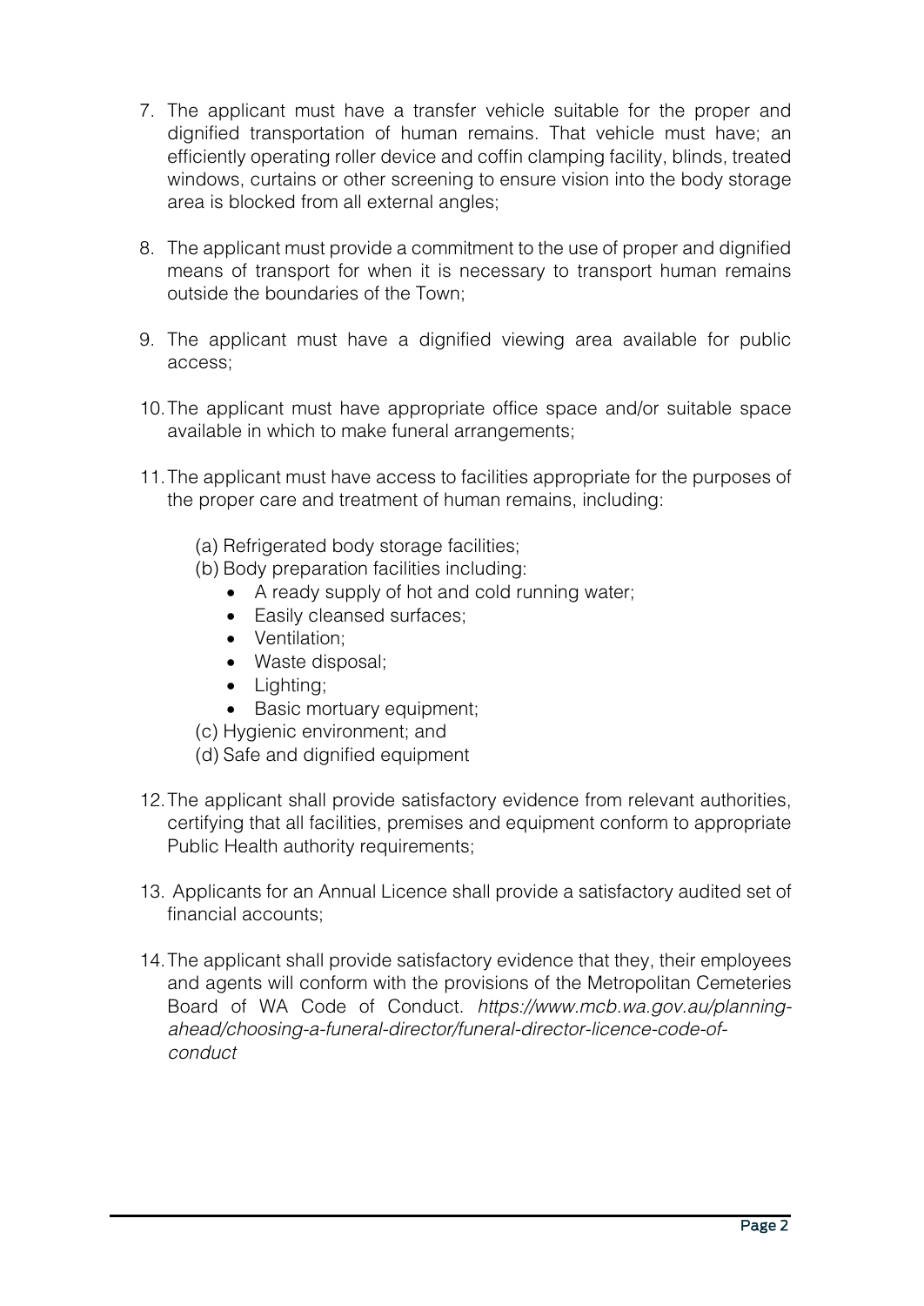7. The applicant must have a transfer vehicle suitable for the proper and dignified transportation of human remains. That vehicle must have; an efficiently operating roller device and coffin clamping facility, blinds, treated windows, curtains or other screening to ensure vision into the body storage area is blocked from all external angles;

8. The applicant must provide a commitment to the use of proper and dignified means of transport for when it is necessary to transport human remains outside the boundaries of the Town;

9. The applicant must have a dignified viewing area available for public access;

10. The applicant must have appropriate office space and/or suitable space available in which to make funeral arrangements;

11. The applicant must have access to facilities appropriate for the purposes of the proper care and treatment of human remains, including:

    (a) Refrigerated body storage facilities;
    (b) Body preparation facilities including:
    - A ready supply of hot and cold running water;
    - Easily cleansed surfaces;
    - Ventilation;
    - Waste disposal;
    - Lighting;
    - Basic mortuary equipment;

    (c) Hygienic environment; and
    (d) Safe and dignified equipment

12. The applicant shall provide satisfactory evidence from relevant authorities, certifying that all facilities, premises and equipment conform to appropriate Public Health authority requirements;

13. Applicants for an Annual Licence shall provide a satisfactory audited set of financial accounts;

14. The applicant shall provide satisfactory evidence that they, their employees and agents will conform with the provisions of the Metropolitan Cemeteries Board of WA Code of Conduct. *https://www.mcb.wa.gov.au/planning-ahead/choosing-a-funeral-director/funeral-director-licence-code-of-conduct*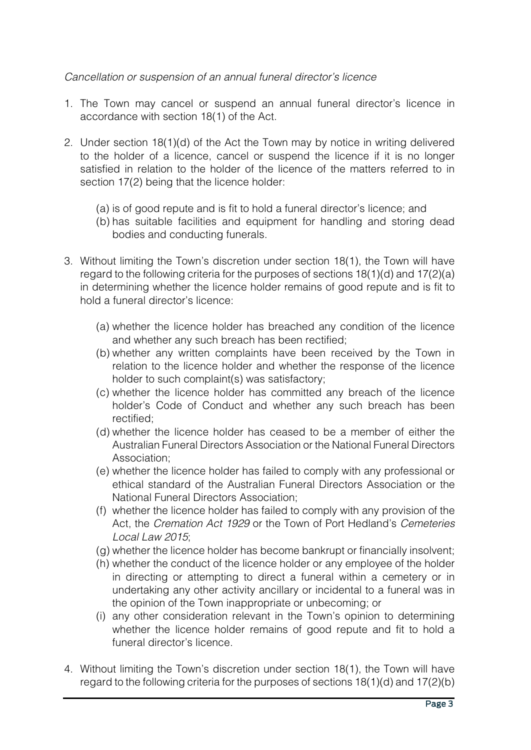*Cancellation or suspension of an annual funeral director's licence*

1. The Town may cancel or suspend an annual funeral director's licence in accordance with section 18(1) of the Act.

2. Under section 18(1)(d) of the Act the Town may by notice in writing delivered to the holder of a licence, cancel or suspend the licence if it is no longer satisfied in relation to the holder of the licence of the matters referred to in section 17(2) being that the licence holder:

   (a) is of good repute and is fit to hold a funeral director's licence; and
   (b) has suitable facilities and equipment for handling and storing dead bodies and conducting funerals.

3. Without limiting the Town's discretion under section 18(1), the Town will have regard to the following criteria for the purposes of sections 18(1)(d) and 17(2)(a) in determining whether the licence holder remains of good repute and is fit to hold a funeral director's licence:

   (a) whether the licence holder has breached any condition of the licence and whether any such breach has been rectified;
   (b) whether any written complaints have been received by the Town in relation to the licence holder and whether the response of the licence holder to such complaint(s) was satisfactory;
   (c) whether the licence holder has committed any breach of the licence holder's Code of Conduct and whether any such breach has been rectified;
   (d) whether the licence holder has ceased to be a member of either the Australian Funeral Directors Association or the National Funeral Directors Association;
   (e) whether the licence holder has failed to comply with any professional or ethical standard of the Australian Funeral Directors Association or the National Funeral Directors Association;
   (f) whether the licence holder has failed to comply with any provision of the Act, the *Cremation Act 1929* or the Town of Port Hedland's *Cemeteries Local Law 2015*;
   (g) whether the licence holder has become bankrupt or financially insolvent;
   (h) whether the conduct of the licence holder or any employee of the holder in directing or attempting to direct a funeral within a cemetery or in undertaking any other activity ancillary or incidental to a funeral was in the opinion of the Town inappropriate or unbecoming; or
   (i) any other consideration relevant in the Town's opinion to determining whether the licence holder remains of good repute and fit to hold a funeral director's licence.

4. Without limiting the Town's discretion under section 18(1), the Town will have regard to the following criteria for the purposes of sections 18(1)(d) and 17(2)(b)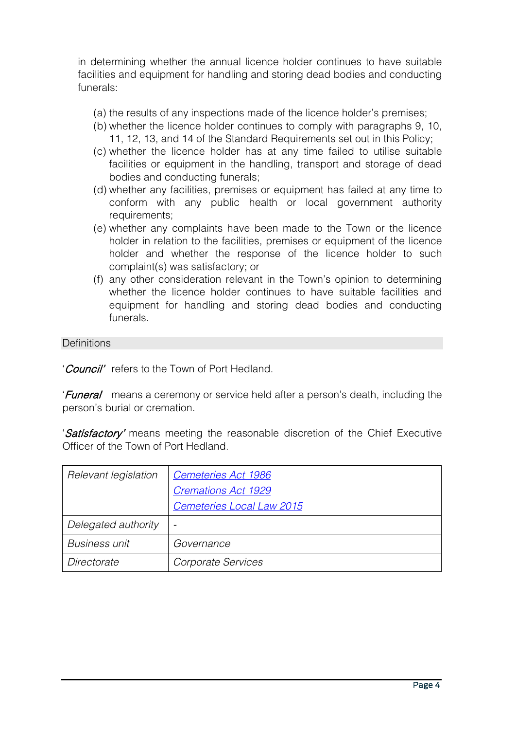in determining whether the annual licence holder continues to have suitable facilities and equipment for handling and storing dead bodies and conducting funerals:

(a) the results of any inspections made of the licence holder's premises;
(b) whether the licence holder continues to comply with paragraphs 9, 10, 11, 12, 13, and 14 of the Standard Requirements set out in this Policy;
(c) whether the licence holder has at any time failed to utilise suitable facilities or equipment in the handling, transport and storage of dead bodies and conducting funerals;
(d) whether any facilities, premises or equipment has failed at any time to conform with any public health or local government authority requirements;
(e) whether any complaints have been made to the Town or the licence holder in relation to the facilities, premises or equipment of the licence holder and whether the response of the licence holder to such complaint(s) was satisfactory; or
(f) any other consideration relevant in the Town's opinion to determining whether the licence holder continues to have suitable facilities and equipment for handling and storing dead bodies and conducting funerals.

## Definitions

'*Council'* refers to the Town of Port Hedland.

'*Funeral* means a ceremony or service held after a person's death, including the person's burial or cremation.

'*Satisfactory'* means meeting the reasonable discretion of the Chief Executive Officer of the Town of Port Hedland.

| *Relevant legislation* | *Cemeteries Act 1986*<br>*Cremations Act 1929*<br>*Cemeteries Local Law 2015* |
|---|---|
| *Delegated authority* | - |
| *Business unit* | *Governance* |
| *Directorate* | *Corporate Services* |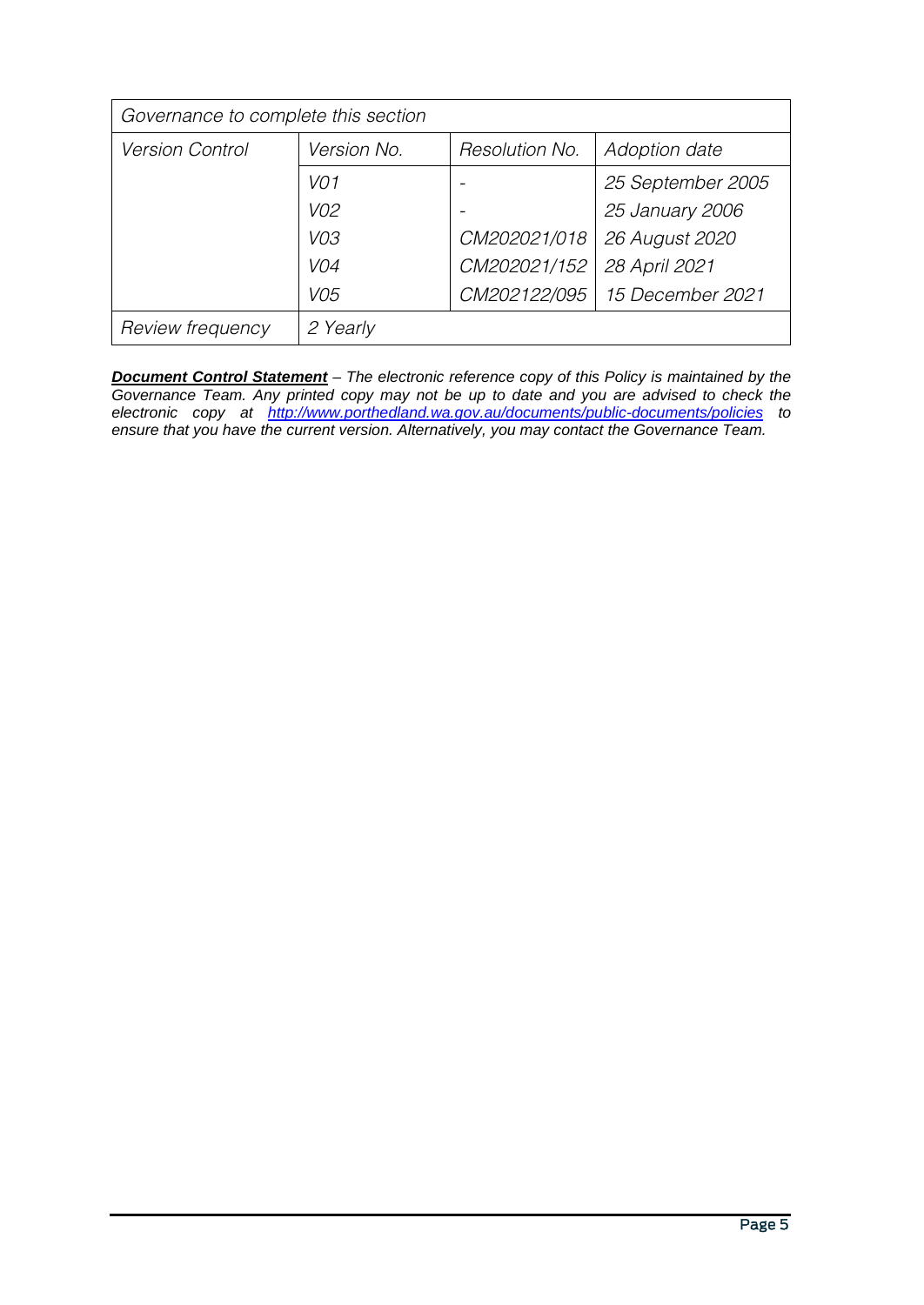| *Governance to complete this section* | | | |
| --- | --- | --- | --- |
| *Version Control* | *Version No.* | *Resolution No.* | *Adoption date* |
| | *V01* | - | *25 September 2005* |
| | *V02* | - | *25 January 2006* |
| | *V03* | *CM202021/018* | *26 August 2020* |
| | *V04* | *CM202021/152* | *28 April 2021* |
| | *V05* | *CM202122/095* | *15 December 2021* |
| *Review frequency* | *2 Yearly* | | |

***Document Control Statement*** *– The electronic reference copy of this Policy is maintained by the Governance Team. Any printed copy may not be up to date and you are advised to check the electronic copy at [http://www.porthedland.wa.gov.au/documents/public-documents/policies](http://www.porthedland.wa.gov.au/documents/public-documents/policies) to ensure that you have the current version. Alternatively, you may contact the Governance Team.*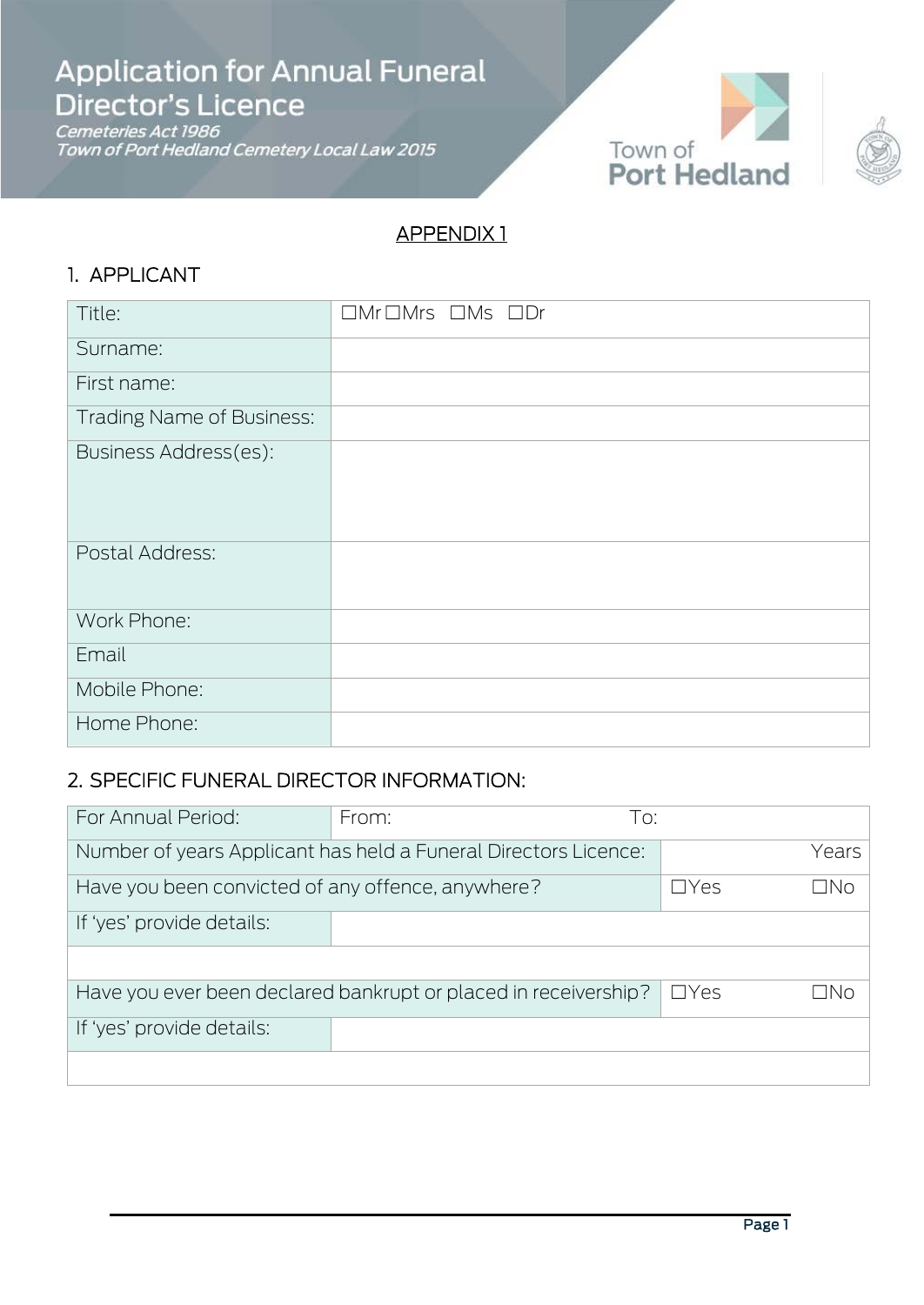# Application for Annual Funeral Director's Licence

*Cemeteries Act 1986*
*Town of Port Hedland Cemetery Local Law 2015*

Town of Port Hedland

APPENDIX 1

## 1. APPLICANT

| Title: | ☐Mr ☐Mrs ☐Ms ☐Dr |
|---|---|
| Surname: | |
| First name: | |
| Trading Name of Business: | |
| Business Address(es): | |
| Postal Address: | |
| Work Phone: | |
| Email | |
| Mobile Phone: | |
| Home Phone: | |

## 2. SPECIFIC FUNERAL DIRECTOR INFORMATION:

| For Annual Period: | From: To: | |
|---|---|---|
| Number of years Applicant has held a Funeral Directors Licence: | | Years |
| Have you been convicted of any offence, anywhere? | ☐Yes | ☐No |
| If 'yes' provide details: | | |
| | | |
| Have you ever been declared bankrupt or placed in receivership? | ☐Yes | ☐No |
| If 'yes' provide details: | | |
| | | |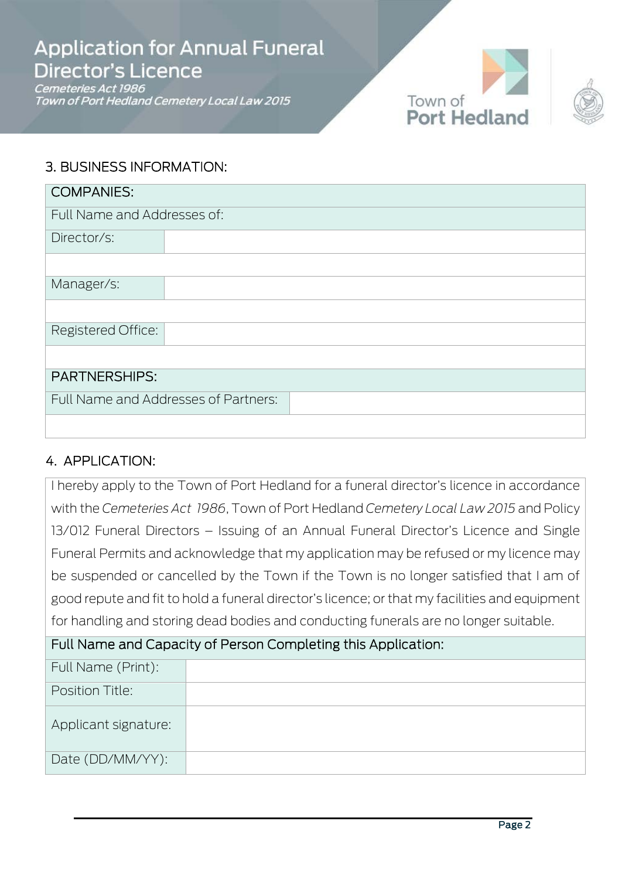## 3. BUSINESS INFORMATION:

| COMPANIES: | |
|---|---|
| Full Name and Addresses of: | |
| Director/s: | |
| | |
| Manager/s: | |
| | |
| Registered Office: | |
| | |
| **PARTNERSHIPS:** | |
| Full Name and Addresses of Partners: | |
| | |

## 4. APPLICATION:

I hereby apply to the Town of Port Hedland for a funeral director's licence in accordance with the *Cemeteries Act 1986*, Town of Port Hedland *Cemetery Local Law 2015* and Policy 13/012 Funeral Directors – Issuing of an Annual Funeral Director's Licence and Single Funeral Permits and acknowledge that my application may be refused or my licence may be suspended or cancelled by the Town if the Town is no longer satisfied that I am of good repute and fit to hold a funeral director's licence; or that my facilities and equipment for handling and storing dead bodies and conducting funerals are no longer suitable.

| Full Name and Capacity of Person Completing this Application: | |
|---|---|
| Full Name (Print): | |
| Position Title: | |
| Applicant signature: | |
| Date (DD/MM/YY): | |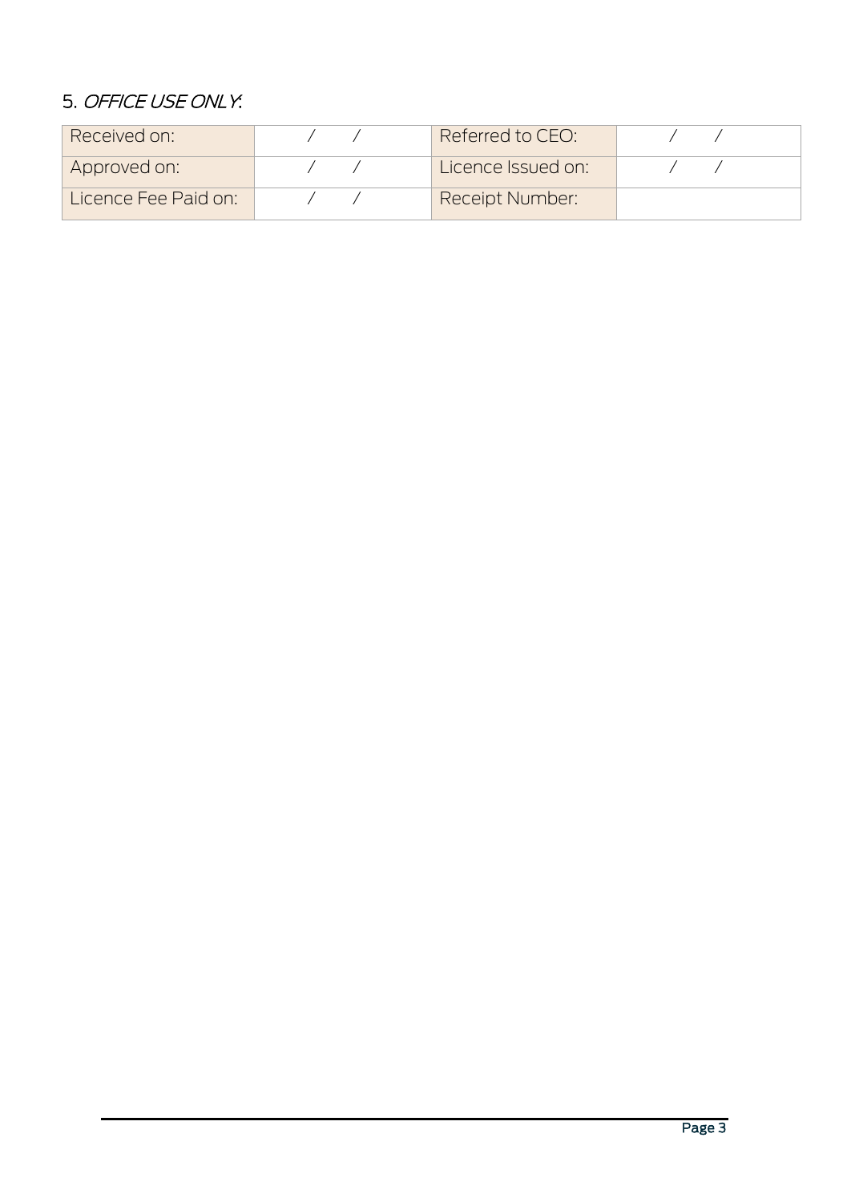## 5. *OFFICE USE ONLY*:

| Received on: | / / | Referred to CEO: | / / |
|---|---|---|---|
| Approved on: | / / | Licence Issued on: | / / |
| Licence Fee Paid on: | / / | Receipt Number: | |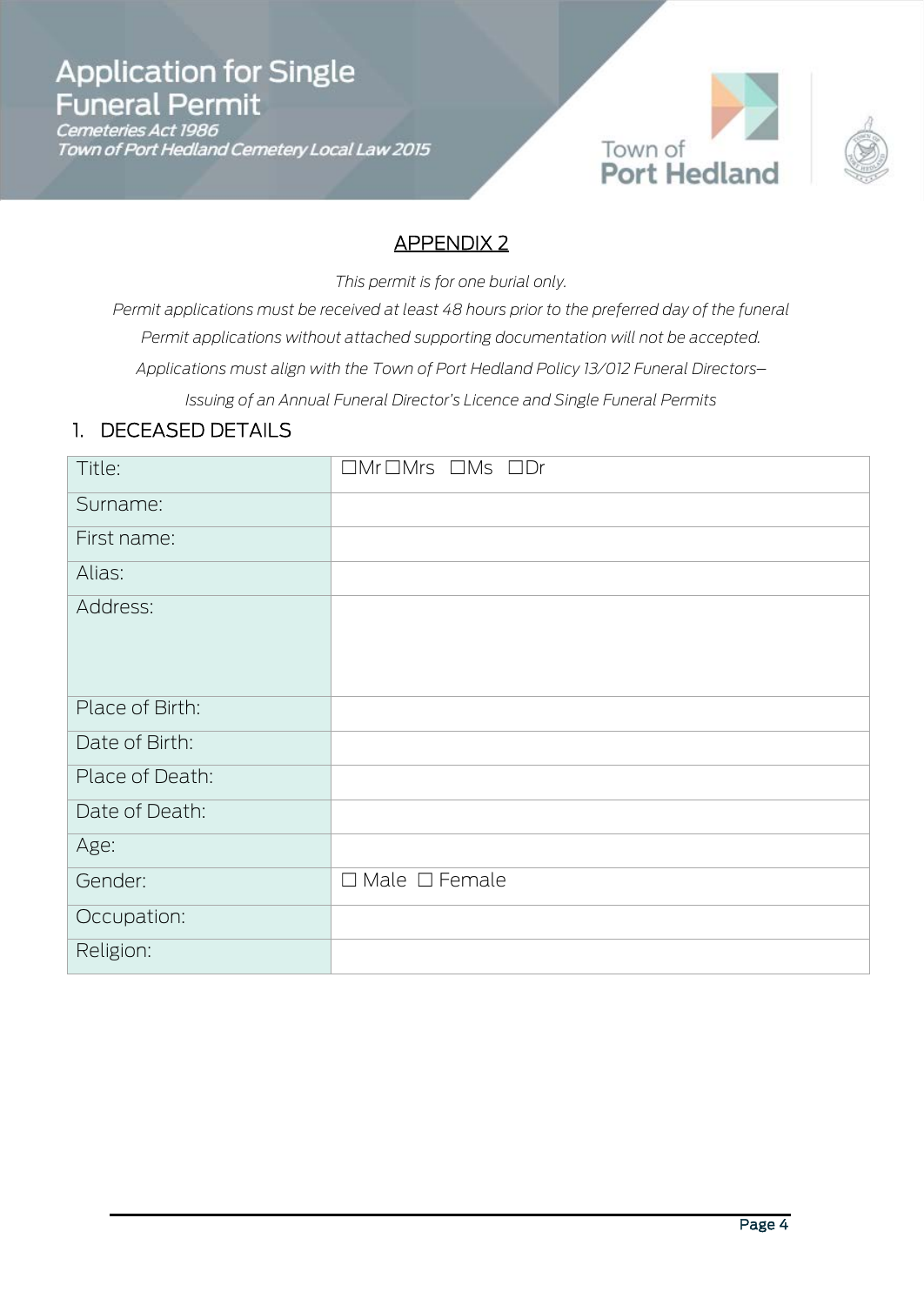# Application for Single Funeral Permit

*Cemeteries Act 1986*
*Town of Port Hedland Cemetery Local Law 2015*

Town of Port Hedland

## APPENDIX 2

*This permit is for one burial only.*

*Permit applications must be received at least 48 hours prior to the preferred day of the funeral*

*Permit applications without attached supporting documentation will not be accepted.*

*Applications must align with the Town of Port Hedland Policy 13/012 Funeral Directors– Issuing of an Annual Funeral Director's Licence and Single Funeral Permits*

## 1. DECEASED DETAILS

| | |
|---|---|
| Title: | ☐Mr ☐Mrs ☐Ms ☐Dr |
| Surname: | |
| First name: | |
| Alias: | |
| Address: | |
| Place of Birth: | |
| Date of Birth: | |
| Place of Death: | |
| Date of Death: | |
| Age: | |
| Gender: | ☐ Male ☐ Female |
| Occupation: | |
| Religion: | |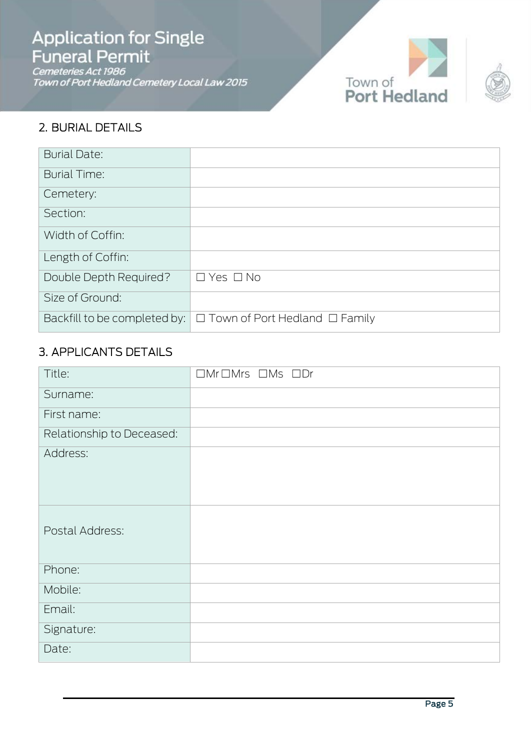## 2. BURIAL DETAILS

| Burial Date: | |
|---|---|
| Burial Time: | |
| Cemetery: | |
| Section: | |
| Width of Coffin: | |
| Length of Coffin: | |
| Double Depth Required? | ☐ Yes ☐ No |
| Size of Ground: | |
| Backfill to be completed by: | ☐ Town of Port Hedland ☐ Family |

## 3. APPLICANTS DETAILS

| Title: | ☐Mr ☐Mrs ☐Ms ☐Dr |
|---|---|
| Surname: | |
| First name: | |
| Relationship to Deceased: | |
| Address: | |
| Postal Address: | |
| Phone: | |
| Mobile: | |
| Email: | |
| Signature: | |
| Date: | |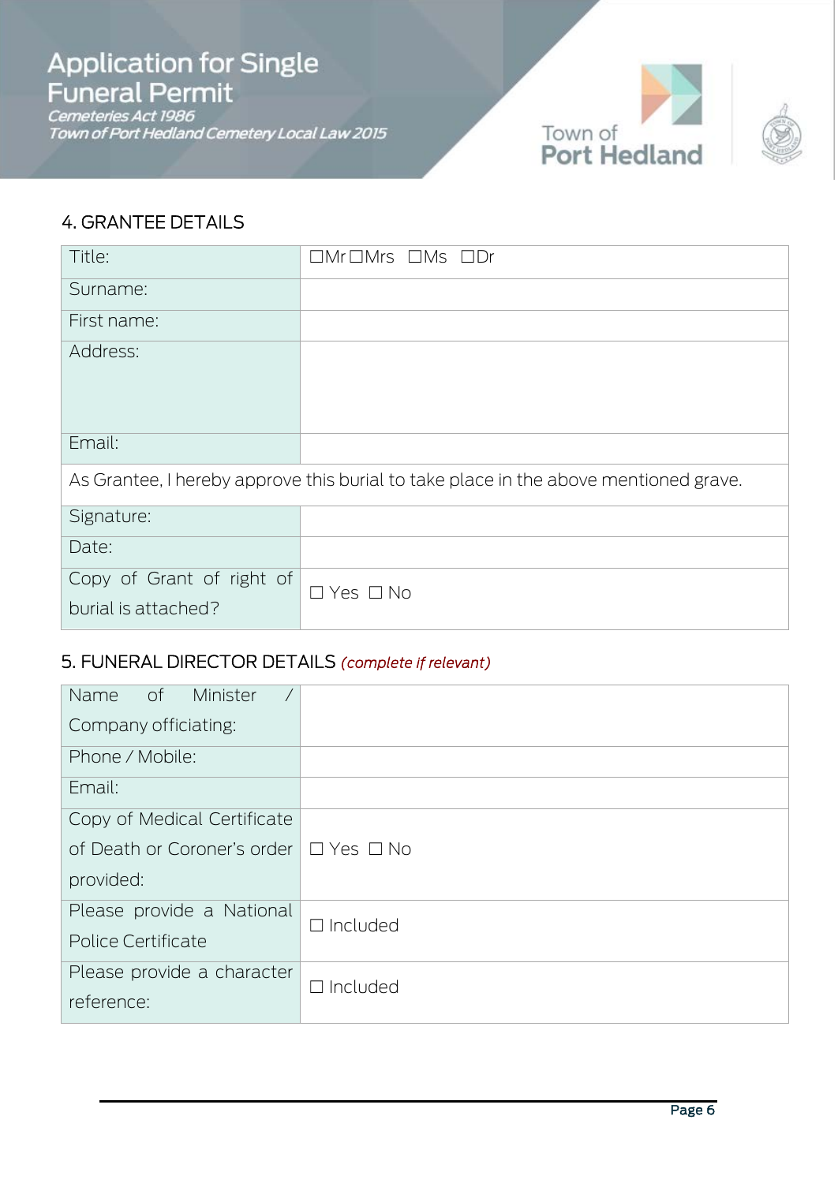## 4. GRANTEE DETAILS

| Title: | ☐Mr ☐Mrs ☐Ms ☐Dr |
|---|---|
| Surname: | |
| First name: | |
| Address: | |
| Email: | |
| As Grantee, I hereby approve this burial to take place in the above mentioned grave. | |
| Signature: | |
| Date: | |
| Copy of Grant of right of burial is attached? | ☐ Yes ☐ No |

## 5. FUNERAL DIRECTOR DETAILS *(complete if relevant)*

| Name of Minister / Company officiating: | |
|---|---|
| Phone / Mobile: | |
| Email: | |
| Copy of Medical Certificate of Death or Coroner's order provided: | ☐ Yes ☐ No |
| Please provide a National Police Certificate | ☐ Included |
| Please provide a character reference: | ☐ Included |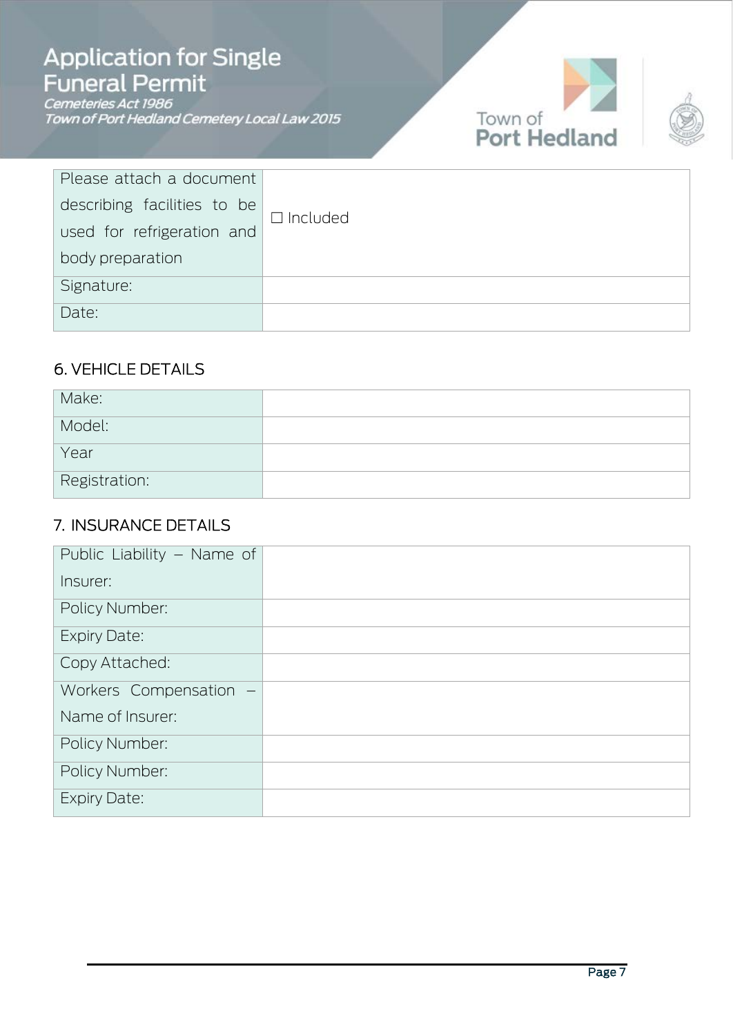| | |
|---|---|
| Please attach a document describing facilities to be used for refrigeration and body preparation | ☐ Included |
| Signature: | |
| Date: | |

## 6. VEHICLE DETAILS

| | |
|---|---|
| Make: | |
| Model: | |
| Year | |
| Registration: | |

## 7. INSURANCE DETAILS

| | |
|---|---|
| Public Liability – Name of Insurer: | |
| Policy Number: | |
| Expiry Date: | |
| Copy Attached: | |
| Workers Compensation – Name of Insurer: | |
| Policy Number: | |
| Policy Number: | |
| Expiry Date: | |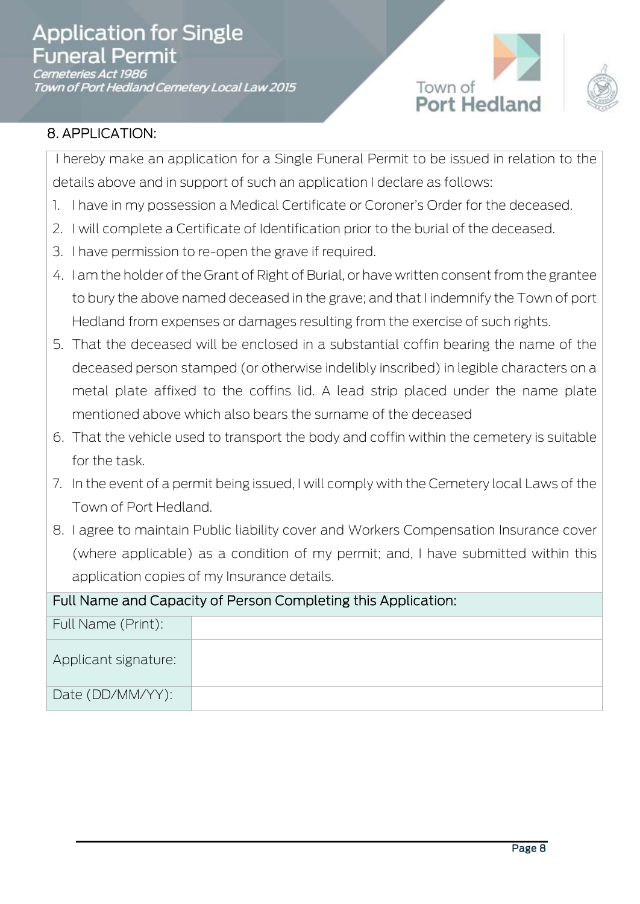## 8. APPLICATION:

I hereby make an application for a Single Funeral Permit to be issued in relation to the details above and in support of such an application I declare as follows:

1. I have in my possession a Medical Certificate or Coroner's Order for the deceased.
2. I will complete a Certificate of Identification prior to the burial of the deceased.
3. I have permission to re-open the grave if required.
4. I am the holder of the Grant of Right of Burial, or have written consent from the grantee to bury the above named deceased in the grave; and that I indemnify the Town of port Hedland from expenses or damages resulting from the exercise of such rights.
5. That the deceased will be enclosed in a substantial coffin bearing the name of the deceased person stamped (or otherwise indelibly inscribed) in legible characters on a metal plate affixed to the coffins lid. A lead strip placed under the name plate mentioned above which also bears the surname of the deceased
6. That the vehicle used to transport the body and coffin within the cemetery is suitable for the task.
7. In the event of a permit being issued, I will comply with the Cemetery local Laws of the Town of Port Hedland.
8. I agree to maintain Public liability cover and Workers Compensation Insurance cover (where applicable) as a condition of my permit; and, I have submitted within this application copies of my Insurance details.

| Full Name and Capacity of Person Completing this Application: | |
|---|---|
| Full Name (Print): | |
| Applicant signature: | |
| Date (DD/MM/YY): | |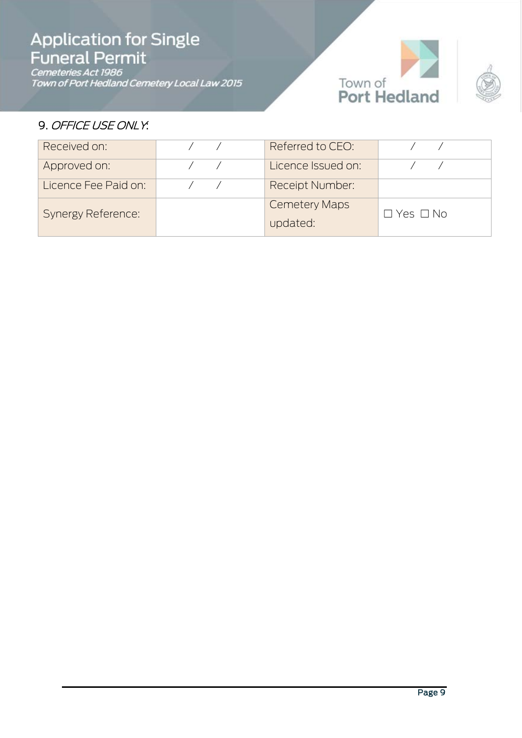# Application for Single Funeral Permit

*Cemeteries Act 1986*
*Town of Port Hedland Cemetery Local Law 2015*

9. *OFFICE USE ONLY*:

| Received on: | / / | Referred to CEO: | / / |
|---|---|---|---|
| Approved on: | / / | Licence Issued on: | / / |
| Licence Fee Paid on: | / / | Receipt Number: | |
| Synergy Reference: | | Cemetery Maps updated: | ☐ Yes ☐ No |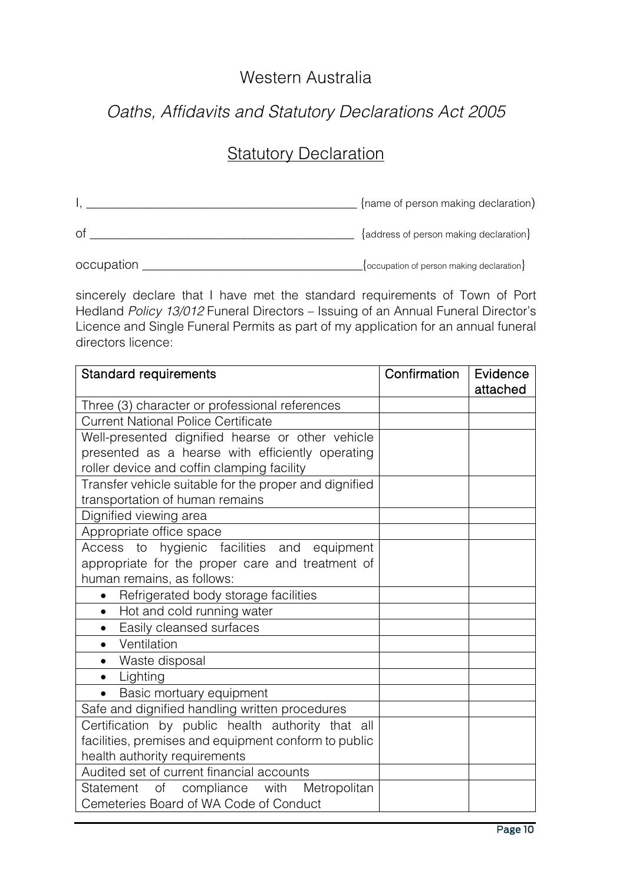# Western Australia

## *Oaths, Affidavits and Statutory Declarations Act 2005*

## Statutory Declaration

I, ___________________________________________ {name of person making declaration)

of ___________________________________________ {address of person making declaration}

occupation ___________________________________ {occupation of person making declaration}

sincerely declare that I have met the standard requirements of Town of Port Hedland *Policy 13/012* Funeral Directors – Issuing of an Annual Funeral Director's Licence and Single Funeral Permits as part of my application for an annual funeral directors licence:

| Standard requirements | Confirmation | Evidence attached |
|---|---|---|
| Three (3) character or professional references | | |
| Current National Police Certificate | | |
| Well-presented dignified hearse or other vehicle presented as a hearse with efficiently operating roller device and coffin clamping facility | | |
| Transfer vehicle suitable for the proper and dignified transportation of human remains | | |
| Dignified viewing area | | |
| Appropriate office space | | |
| Access to hygienic facilities and equipment appropriate for the proper care and treatment of human remains, as follows: | | |
| • Refrigerated body storage facilities | | |
| • Hot and cold running water | | |
| • Easily cleansed surfaces | | |
| • Ventilation | | |
| • Waste disposal | | |
| • Lighting | | |
| • Basic mortuary equipment | | |
| Safe and dignified handling written procedures | | |
| Certification by public health authority that all facilities, premises and equipment conform to public health authority requirements | | |
| Audited set of current financial accounts | | |
| Statement of compliance with Metropolitan Cemeteries Board of WA Code of Conduct | | |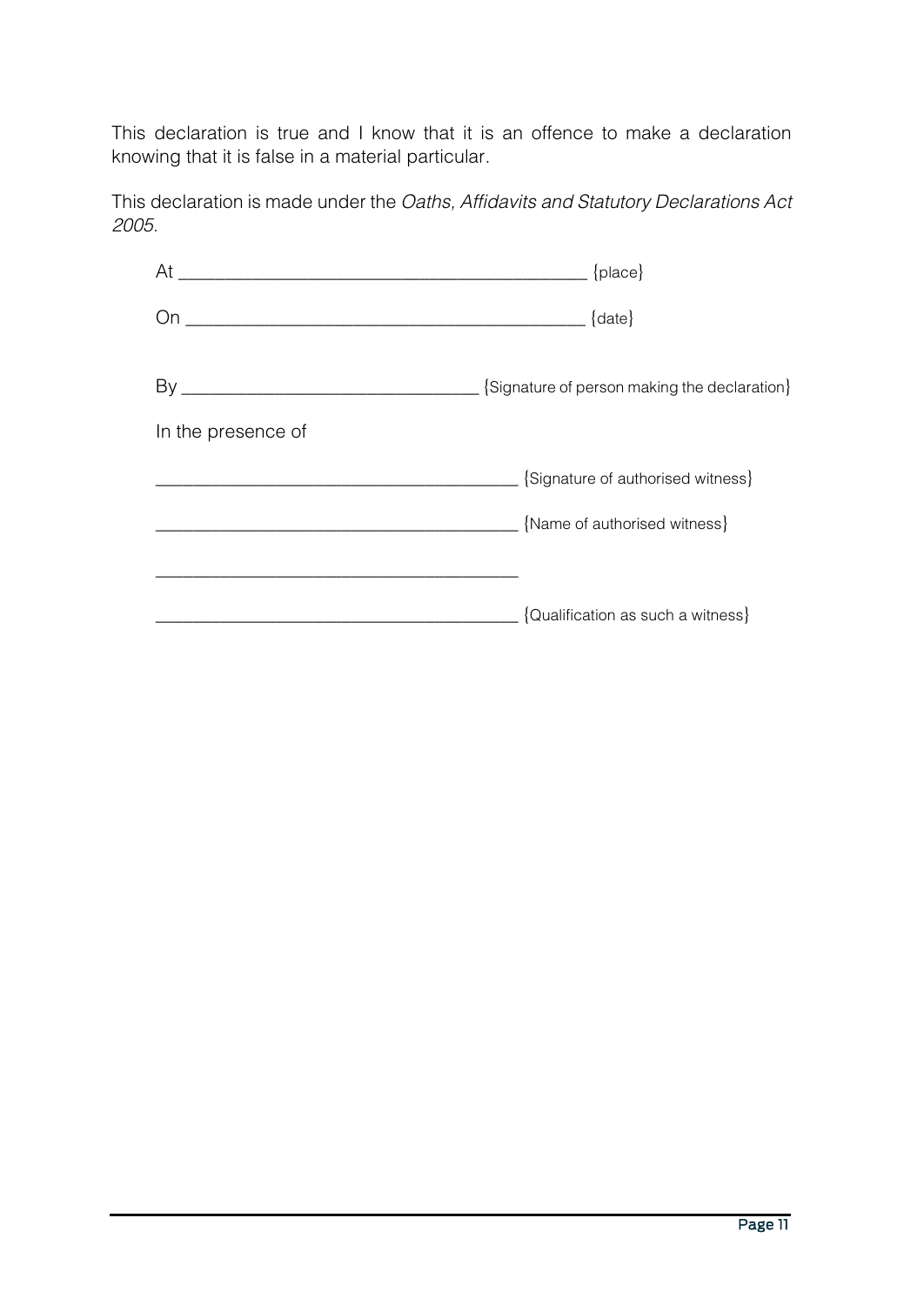This declaration is true and I know that it is an offence to make a declaration knowing that it is false in a material particular.

This declaration is made under the *Oaths, Affidavits and Statutory Declarations Act 2005*.

At ______________________________________________ {place}

On ______________________________________________ {date}

By __________________________________ {Signature of person making the declaration}

In the presence of

__________________________________________ {Signature of authorised witness}

__________________________________________ {Name of authorised witness}

__________________________________________

__________________________________________ {Qualification as such a witness}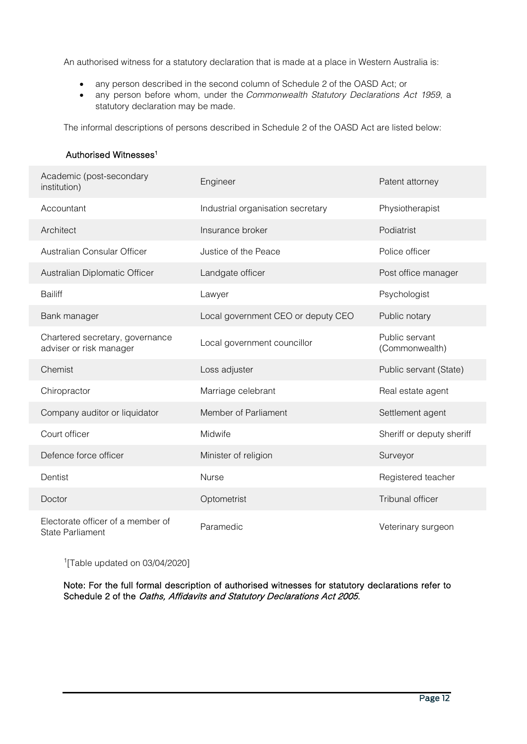An authorised witness for a statutory declaration that is made at a place in Western Australia is:

- any person described in the second column of Schedule 2 of the OASD Act; or
- any person before whom, under the *Commonwealth Statutory Declarations Act 1959*, a statutory declaration may be made.

The informal descriptions of persons described in Schedule 2 of the OASD Act are listed below:

**Authorised Witnesses**[1]

| | | |
|---|---|---|
| Academic (post-secondary institution) | Engineer | Patent attorney |
| Accountant | Industrial organisation secretary | Physiotherapist |
| Architect | Insurance broker | Podiatrist |
| Australian Consular Officer | Justice of the Peace | Police officer |
| Australian Diplomatic Officer | Landgate officer | Post office manager |
| Bailiff | Lawyer | Psychologist |
| Bank manager | Local government CEO or deputy CEO | Public notary |
| Chartered secretary, governance adviser or risk manager | Local government councillor | Public servant (Commonwealth) |
| Chemist | Loss adjuster | Public servant (State) |
| Chiropractor | Marriage celebrant | Real estate agent |
| Company auditor or liquidator | Member of Parliament | Settlement agent |
| Court officer | Midwife | Sheriff or deputy sheriff |
| Defence force officer | Minister of religion | Surveyor |
| Dentist | Nurse | Registered teacher |
| Doctor | Optometrist | Tribunal officer |
| Electorate officer of a member of State Parliament | Paramedic | Veterinary surgeon |

[1][Table updated on 03/04/2020]

**Note: For the full formal description of authorised witnesses for statutory declarations refer to Schedule 2 of the *Oaths, Affidavits and Statutory Declarations Act 2005*.**